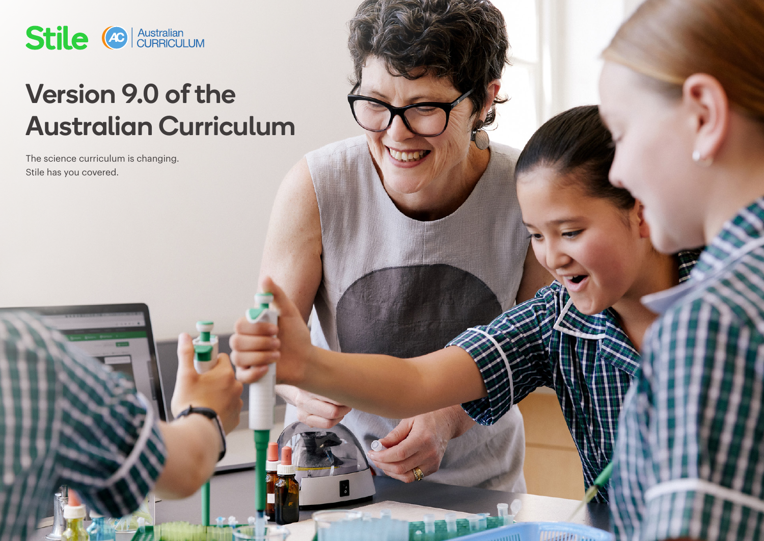Stile Australian CURRICULUM

# Version 9.0 of the Australian Curriculum

The science curriculum is changing.
Stile has you covered.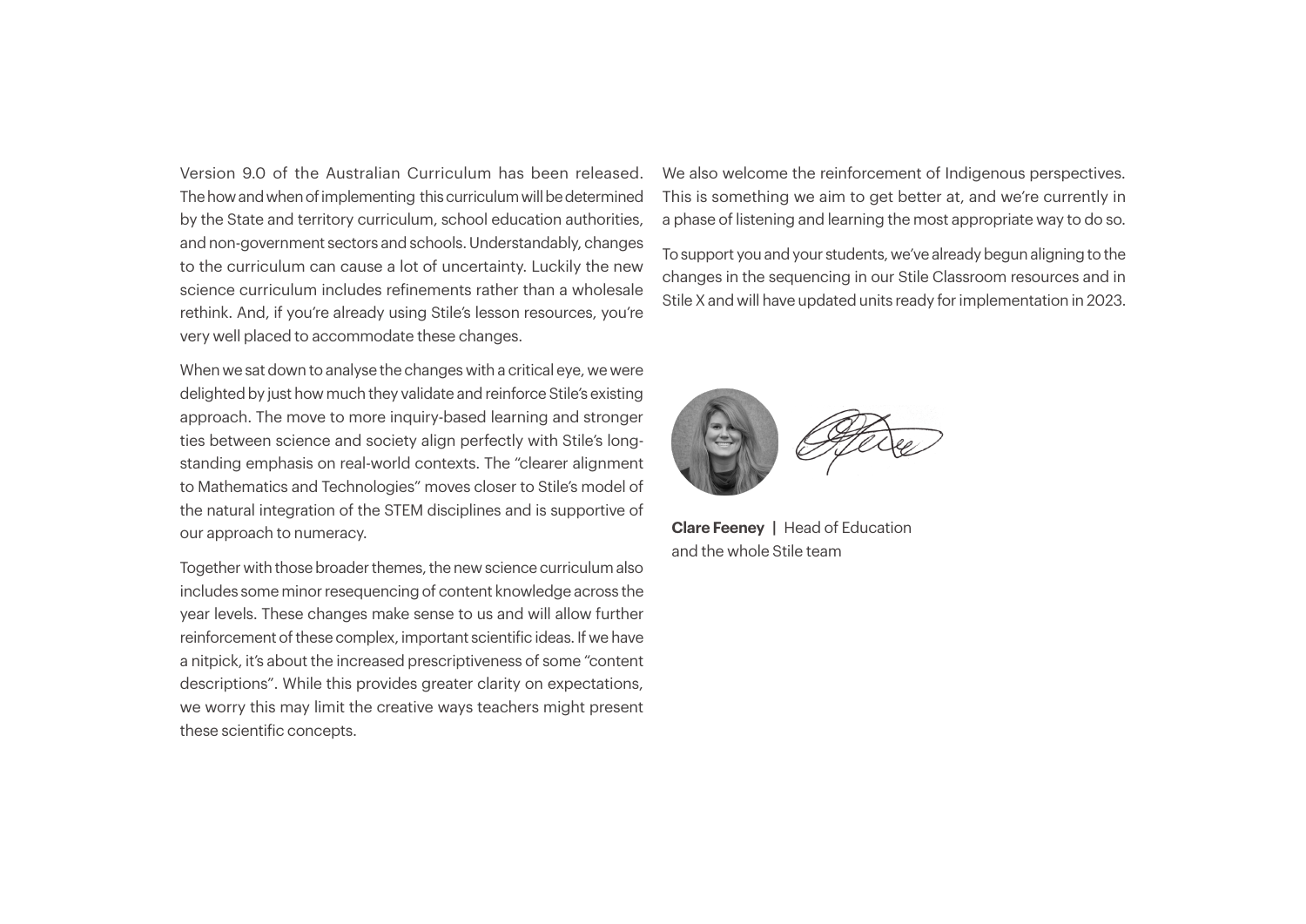Version 9.0 of the Australian Curriculum has been released. The how and when of implementing this curriculum will be determined by the State and territory curriculum, school education authorities, and non-government sectors and schools. Understandably, changes to the curriculum can cause a lot of uncertainty. Luckily the new science curriculum includes refinements rather than a wholesale rethink. And, if you're already using Stile's lesson resources, you're very well placed to accommodate these changes.

When we sat down to analyse the changes with a critical eye, we were delighted by just how much they validate and reinforce Stile's existing approach. The move to more inquiry-based learning and stronger ties between science and society align perfectly with Stile's long-standing emphasis on real-world contexts. The "clearer alignment to Mathematics and Technologies" moves closer to Stile's model of the natural integration of the STEM disciplines and is supportive of our approach to numeracy.

Together with those broader themes, the new science curriculum also includes some minor resequencing of content knowledge across the year levels. These changes make sense to us and will allow further reinforcement of these complex, important scientific ideas. If we have a nitpick, it's about the increased prescriptiveness of some "content descriptions". While this provides greater clarity on expectations, we worry this may limit the creative ways teachers might present these scientific concepts.

We also welcome the reinforcement of Indigenous perspectives. This is something we aim to get better at, and we're currently in a phase of listening and learning the most appropriate way to do so.

To support you and your students, we've already begun aligning to the changes in the sequencing in our Stile Classroom resources and in Stile X and will have updated units ready for implementation in 2023.

**Clare Feeney** | Head of Education
and the whole Stile team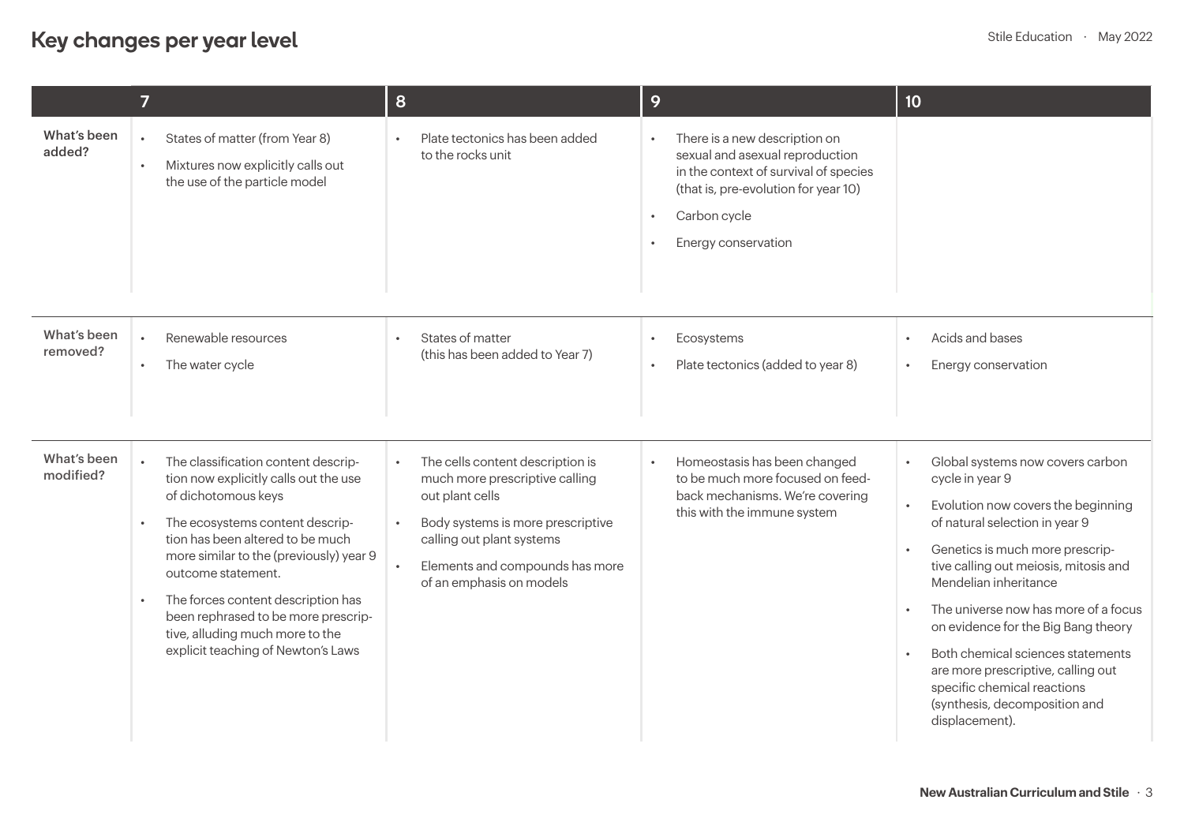# Key changes per year level

| | 7 | 8 | 9 | 10 |
|---|---|---|---|---|
| **What's been added?** | • States of matter (from Year 8)<br>• Mixtures now explicitly calls out the use of the particle model | • Plate tectonics has been added to the rocks unit | • There is a new description on sexual and asexual reproduction in the context of survival of species (that is, pre-evolution for year 10)<br>• Carbon cycle<br>• Energy conservation | |
| **What's been removed?** | • Renewable resources<br>• The water cycle | • States of matter (this has been added to Year 7) | • Ecosystems<br>• Plate tectonics (added to year 8) | • Acids and bases<br>• Energy conservation |
| **What's been modified?** | • The classification content description now explicitly calls out the use of dichotomous keys<br>• The ecosystems content description has been altered to be much more similar to the (previously) year 9 outcome statement.<br>• The forces content description has been rephrased to be more prescriptive, alluding much more to the explicit teaching of Newton's Laws | • The cells content description is much more prescriptive calling out plant cells<br>• Body systems is more prescriptive calling out plant systems<br>• Elements and compounds has more of an emphasis on models | • Homeostasis has been changed to be much more focused on feedback mechanisms. We're covering this with the immune system | • Global systems now covers carbon cycle in year 9<br>• Evolution now covers the beginning of natural selection in year 9<br>• Genetics is much more prescriptive calling out meiosis, mitosis and Mendelian inheritance<br>• The universe now has more of a focus on evidence for the Big Bang theory<br>• Both chemical sciences statements are more prescriptive, calling out specific chemical reactions (synthesis, decomposition and displacement). |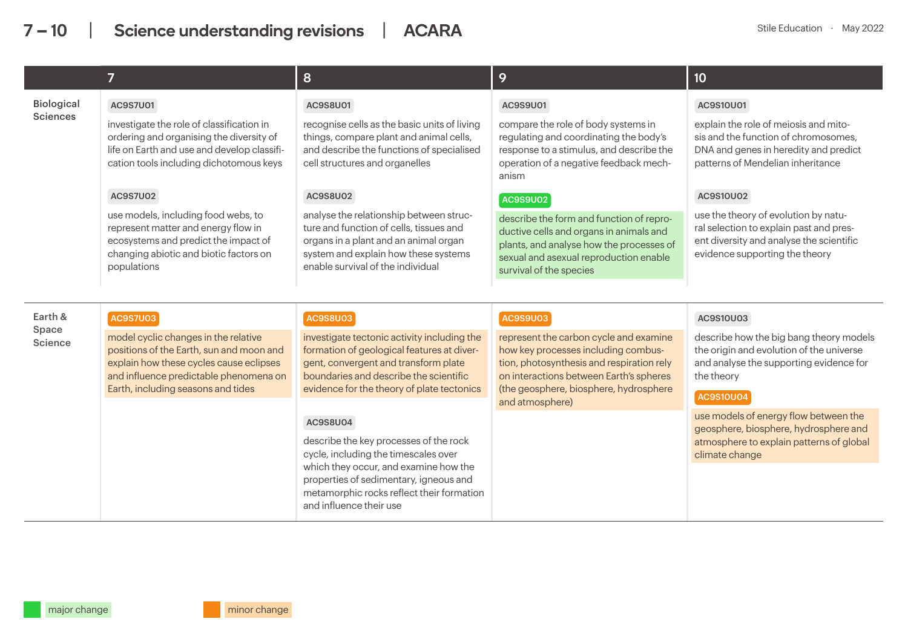# 7 – 10 | Science understanding revisions | ACARA

Stile Education · May 2022

| | 7 | 8 | 9 | 10 |
|---|---|---|---|---|
| Biological Sciences | **AC9S7U01** investigate the role of classification in ordering and organising the diversity of life on Earth and use and develop classification tools including dichotomous keys | **AC9S8U01** recognise cells as the basic units of living things, compare plant and animal cells, and describe the functions of specialised cell structures and organelles | **AC9S9U01** compare the role of body systems in regulating and coordinating the body's response to a stimulus, and describe the operation of a negative feedback mechanism | **AC9S10U01** explain the role of meiosis and mitosis and the function of chromosomes, DNA and genes in heredity and predict patterns of Mendelian inheritance |
| | **AC9S7U02** use models, including food webs, to represent matter and energy flow in ecosystems and predict the impact of changing abiotic and biotic factors on populations | **AC9S8U02** analyse the relationship between structure and function of cells, tissues and organs in a plant and an animal organ system and explain how these systems enable survival of the individual | **AC9S9U02** (major change) describe the form and function of reproductive cells and organs in animals and plants, and analyse how the processes of sexual and asexual reproduction enable survival of the species | **AC9S10U02** use the theory of evolution by natural selection to explain past and present diversity and analyse the scientific evidence supporting the theory |
| Earth & Space Science | **AC9S7U03** (minor change) model cyclic changes in the relative positions of the Earth, sun and moon and explain how these cycles cause eclipses and influence predictable phenomena on Earth, including seasons and tides | **AC9S8U03** (minor change) investigate tectonic activity including the formation of geological features at divergent, convergent and transform plate boundaries and describe the scientific evidence for the theory of plate tectonics | **AC9S9U03** (minor change) represent the carbon cycle and examine how key processes including combustion, photosynthesis and respiration rely on interactions between Earth's spheres (the geosphere, biosphere, hydrosphere and atmosphere) | **AC9S10U03** describe how the big bang theory models the origin and evolution of the universe and analyse the supporting evidence for the theory |
| | | **AC9S8U04** describe the key processes of the rock cycle, including the timescales over which they occur, and examine how the properties of sedimentary, igneous and metamorphic rocks reflect their formation and influence their use | | **AC9S10U04** (minor change) use models of energy flow between the geosphere, biosphere, hydrosphere and atmosphere to explain patterns of global climate change |

major change

minor change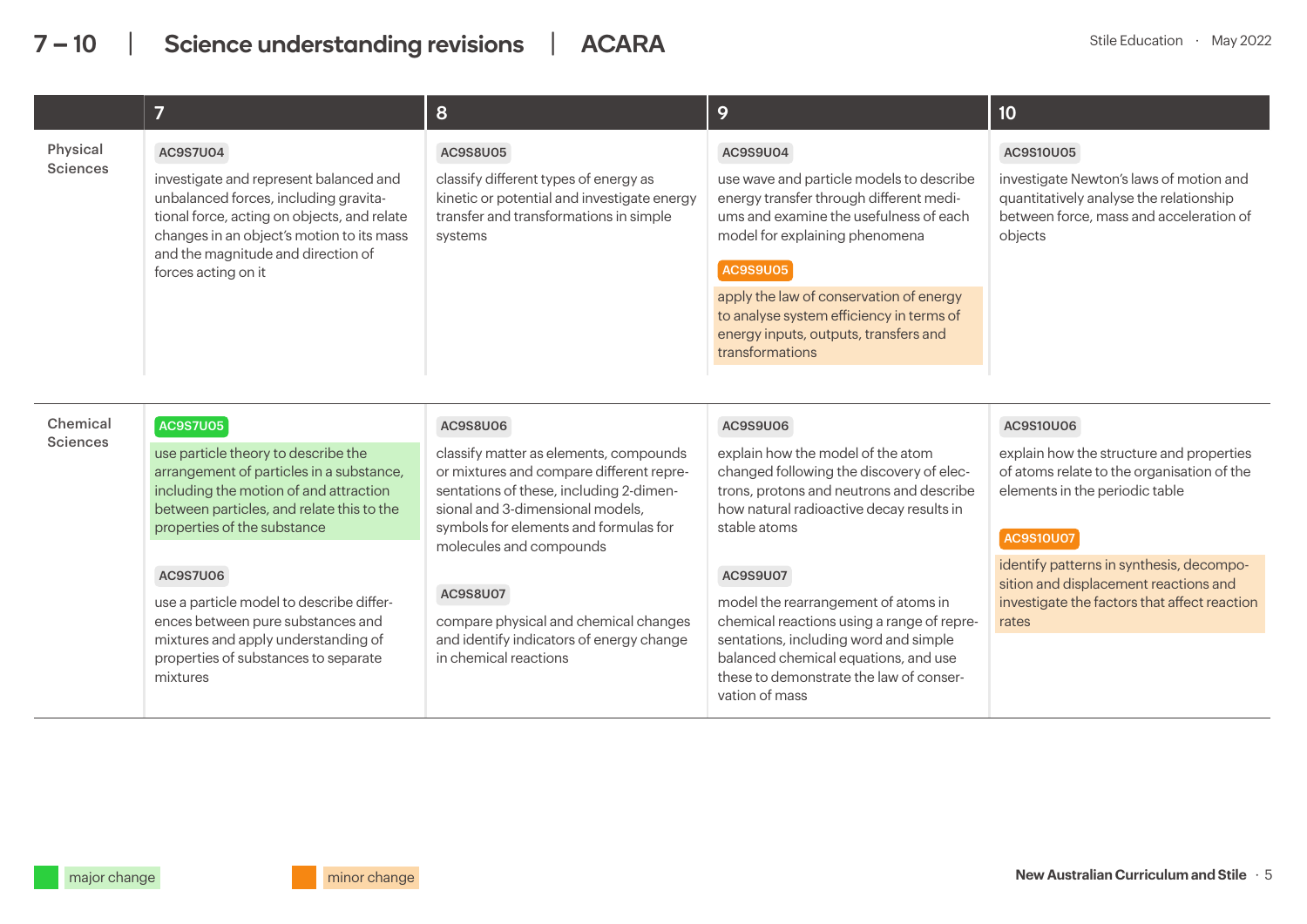# 7 – 10 | Science understanding revisions | ACARA

| | 7 | 8 | 9 | 10 |
|---|---|---|---|---|
| Physical Sciences | **AC9S7U04** investigate and represent balanced and unbalanced forces, including gravitational force, acting on objects, and relate changes in an object's motion to its mass and the magnitude and direction of forces acting on it | **AC9S8U05** classify different types of energy as kinetic or potential and investigate energy transfer and transformations in simple systems | **AC9S9U04** use wave and particle models to describe energy transfer through different mediums and examine the usefulness of each model for explaining phenomena<br><br>**AC9S9U05** (minor change) apply the law of conservation of energy to analyse system efficiency in terms of energy inputs, outputs, transfers and transformations | **AC9S10U05** investigate Newton's laws of motion and quantitatively analyse the relationship between force, mass and acceleration of objects |
| Chemical Sciences | **AC9S7U05** (major change) use particle theory to describe the arrangement of particles in a substance, including the motion of and attraction between particles, and relate this to the properties of the substance<br><br>**AC9S7U06** use a particle model to describe differences between pure substances and mixtures and apply understanding of properties of substances to separate mixtures | **AC9S8U06** classify matter as elements, compounds or mixtures and compare different representations of these, including 2-dimensional and 3-dimensional models, symbols for elements and formulas for molecules and compounds<br><br>**AC9S8U07** compare physical and chemical changes and identify indicators of energy change in chemical reactions | **AC9S9U06** explain how the model of the atom changed following the discovery of electrons, protons and neutrons and describe how natural radioactive decay results in stable atoms<br><br>**AC9S9U07** model the rearrangement of atoms in chemical reactions using a range of representations, including word and simple balanced chemical equations, and use these to demonstrate the law of conservation of mass | **AC9S10U06** explain how the structure and properties of atoms relate to the organisation of the elements in the periodic table<br><br>**AC9S10U07** (minor change) identify patterns in synthesis, decomposition and displacement reactions and investigate the factors that affect reaction rates |

major change

minor change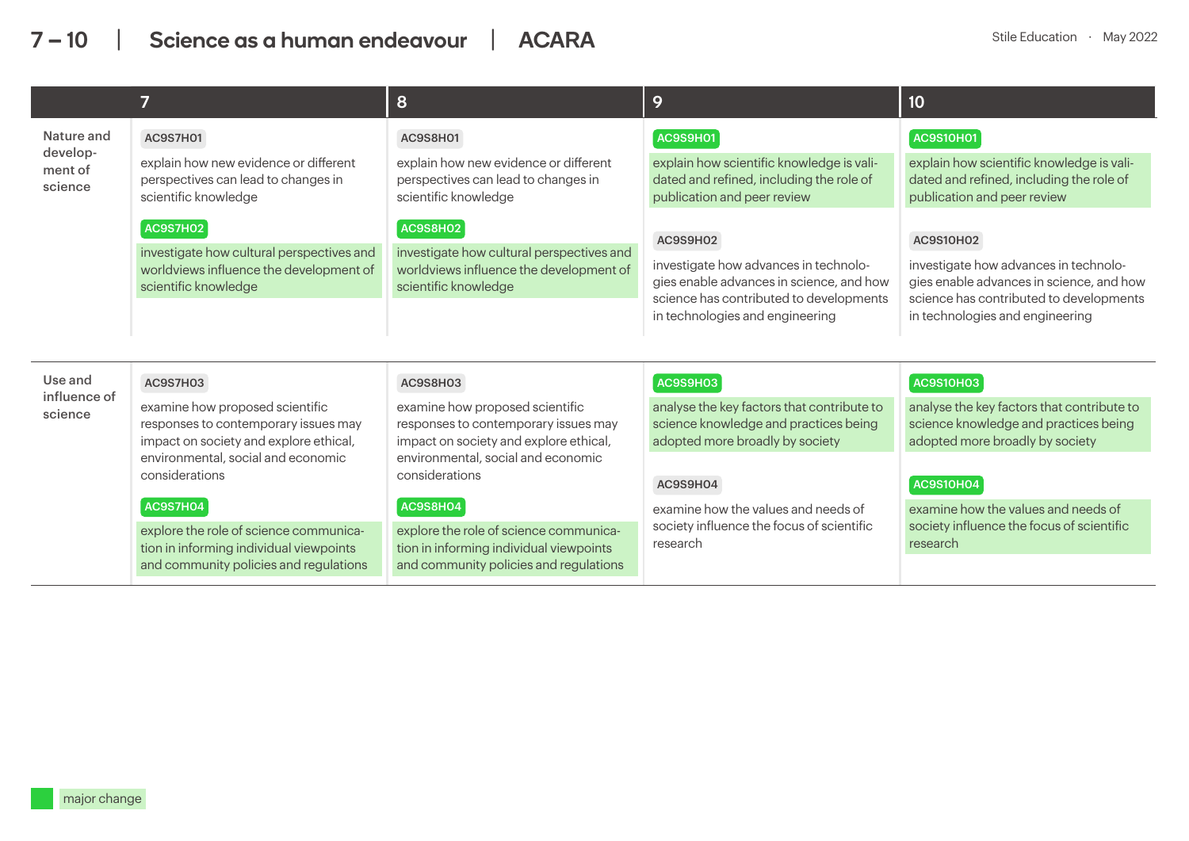# 7 – 10 | Science as a human endeavour | ACARA

Stile Education · May 2022

| | 7 | 8 | 9 | 10 |
|---|---|---|---|---|
| Nature and development of science | AC9S7H01<br>explain how new evidence or different perspectives can lead to changes in scientific knowledge<br><br>AC9S7H02<br>investigate how cultural perspectives and worldviews influence the development of scientific knowledge | AC9S8H01<br>explain how new evidence or different perspectives can lead to changes in scientific knowledge<br><br>AC9S8H02<br>investigate how cultural perspectives and worldviews influence the development of scientific knowledge | AC9S9H01<br>explain how scientific knowledge is validated and refined, including the role of publication and peer review<br><br>AC9S9H02<br>investigate how advances in technologies enable advances in science, and how science has contributed to developments in technologies and engineering | AC9S10H01<br>explain how scientific knowledge is validated and refined, including the role of publication and peer review<br><br>AC9S10H02<br>investigate how advances in technologies enable advances in science, and how science has contributed to developments in technologies and engineering |
| Use and influence of science | AC9S7H03<br>examine how proposed scientific responses to contemporary issues may impact on society and explore ethical, environmental, social and economic considerations<br><br>AC9S7H04<br>explore the role of science communication in informing individual viewpoints and community policies and regulations | AC9S8H03<br>examine how proposed scientific responses to contemporary issues may impact on society and explore ethical, environmental, social and economic considerations<br><br>AC9S8H04<br>explore the role of science communication in informing individual viewpoints and community policies and regulations | AC9S9H03<br>analyse the key factors that contribute to science knowledge and practices being adopted more broadly by society<br><br>AC9S9H04<br>examine how the values and needs of society influence the focus of scientific research | AC9S10H03<br>analyse the key factors that contribute to science knowledge and practices being adopted more broadly by society<br><br>AC9S10H04<br>examine how the values and needs of society influence the focus of scientific research |

major change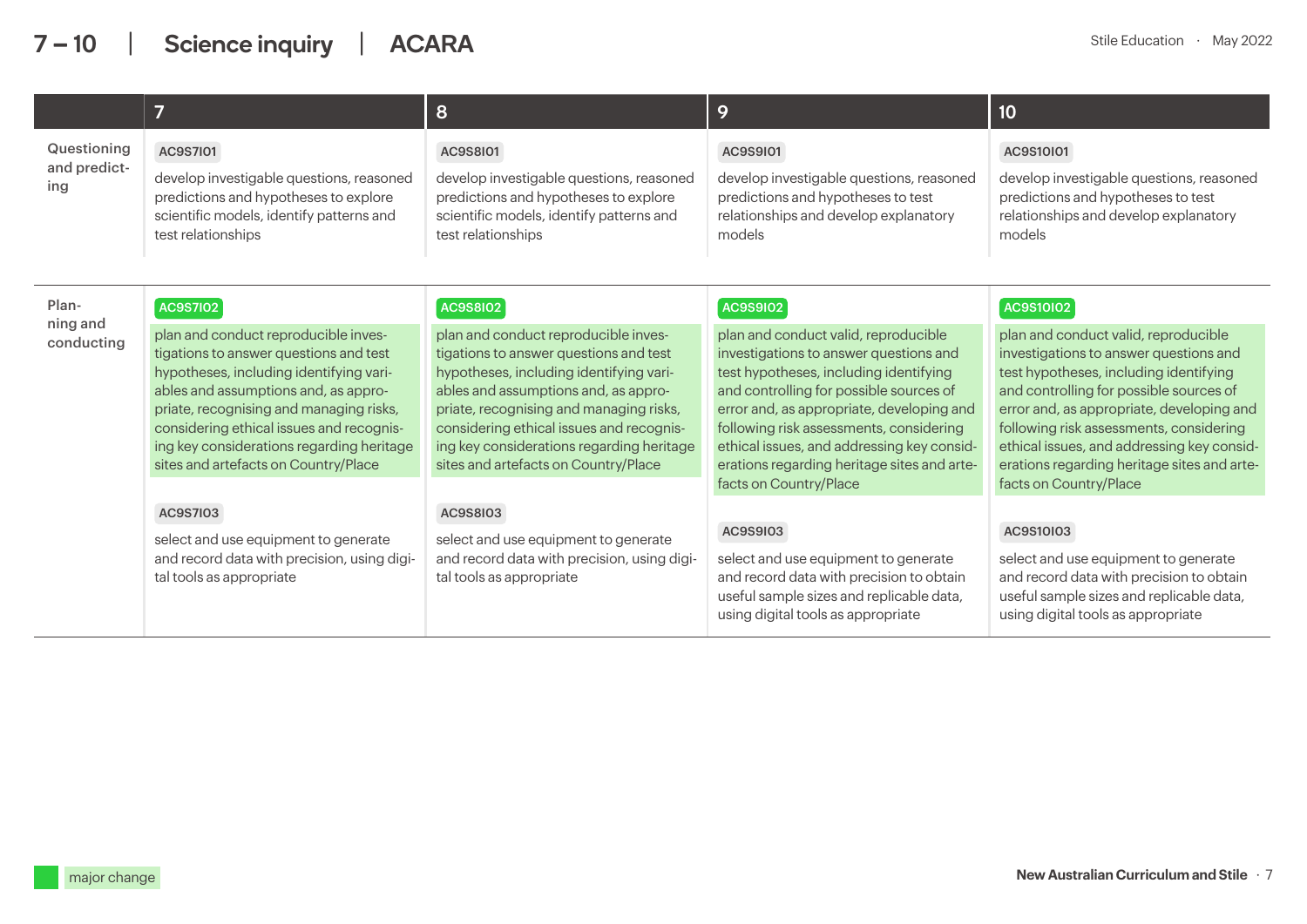# 7 – 10 | Science inquiry | ACARA

| | 7 | 8 | 9 | 10 |
|---|---|---|---|---|
| Questioning and predicting | AC9S7I01<br>develop investigable questions, reasoned predictions and hypotheses to explore scientific models, identify patterns and test relationships | AC9S8I01<br>develop investigable questions, reasoned predictions and hypotheses to explore scientific models, identify patterns and test relationships | AC9S9I01<br>develop investigable questions, reasoned predictions and hypotheses to test relationships and develop explanatory models | AC9S10I01<br>develop investigable questions, reasoned predictions and hypotheses to test relationships and develop explanatory models |
| Planning and conducting | **AC9S7I02** (major change)<br>plan and conduct reproducible investigations to answer questions and test hypotheses, including identifying variables and assumptions and, as appropriate, recognising and managing risks, considering ethical issues and recognising key considerations regarding heritage sites and artefacts on Country/Place<br><br>AC9S7I03<br>select and use equipment to generate and record data with precision, using digital tools as appropriate | **AC9S8I02** (major change)<br>plan and conduct reproducible investigations to answer questions and test hypotheses, including identifying variables and assumptions and, as appropriate, recognising and managing risks, considering ethical issues and recognising key considerations regarding heritage sites and artefacts on Country/Place<br><br>AC9S8I03<br>select and use equipment to generate and record data with precision, using digital tools as appropriate | **AC9S9I02** (major change)<br>plan and conduct valid, reproducible investigations to answer questions and test hypotheses, including identifying and controlling for possible sources of error and, as appropriate, developing and following risk assessments, considering ethical issues, and addressing key considerations regarding heritage sites and artefacts on Country/Place<br><br>AC9S9I03<br>select and use equipment to generate and record data with precision to obtain useful sample sizes and replicable data, using digital tools as appropriate | **AC9S10I02** (major change)<br>plan and conduct valid, reproducible investigations to answer questions and test hypotheses, including identifying and controlling for possible sources of error and, as appropriate, developing and following risk assessments, considering ethical issues, and addressing key considerations regarding heritage sites and artefacts on Country/Place<br><br>AC9S10I03<br>select and use equipment to generate and record data with precision to obtain useful sample sizes and replicable data, using digital tools as appropriate |

major change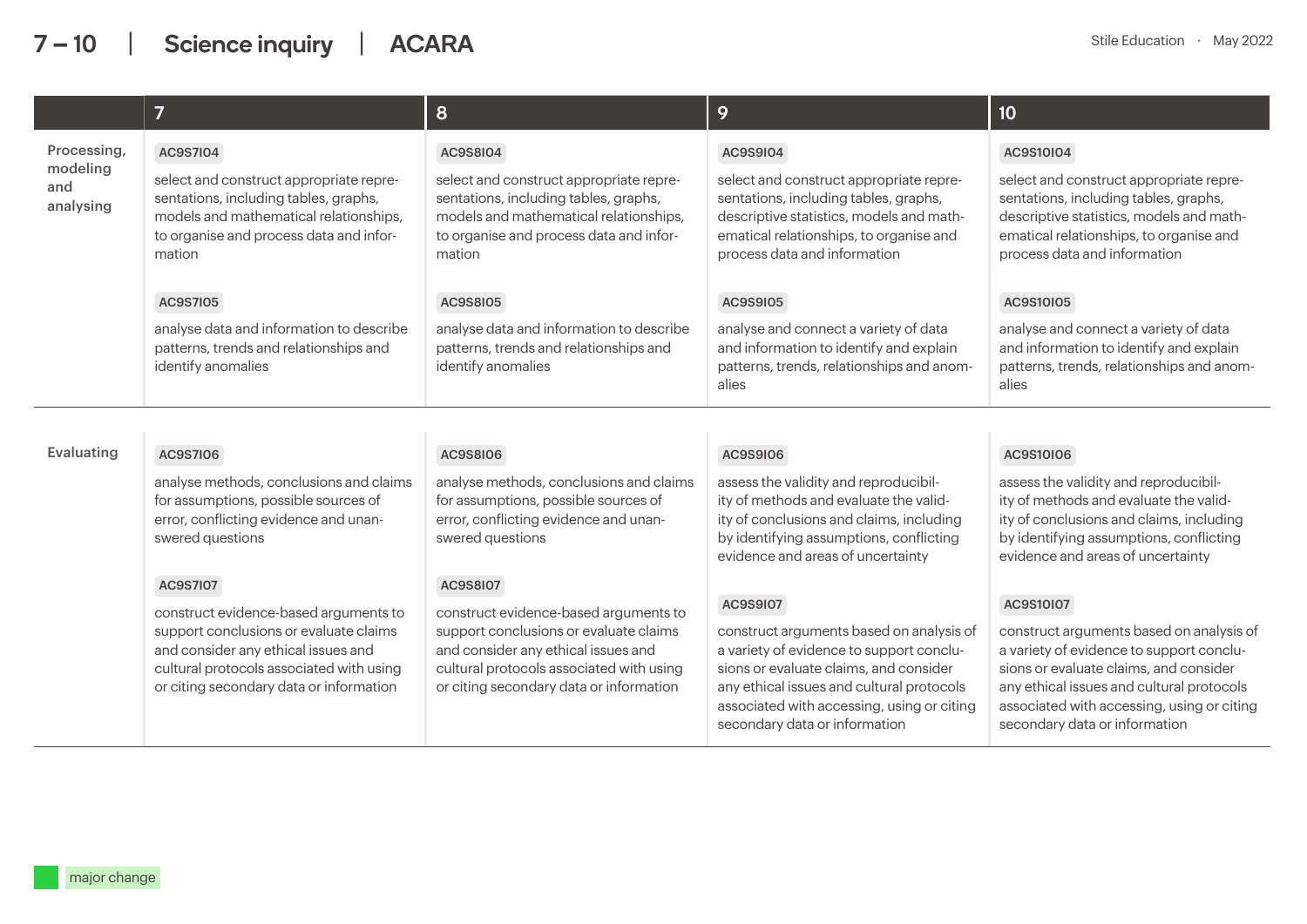# 7 – 10 | Science inquiry | ACARA

| | 7 | 8 | 9 | 10 |
|---|---|---|---|---|
| **Processing, modeling and analysing** | **AC9S7I04** select and construct appropriate representations, including tables, graphs, models and mathematical relationships, to organise and process data and information | **AC9S8I04** select and construct appropriate representations, including tables, graphs, models and mathematical relationships, to organise and process data and information | **AC9S9I04** select and construct appropriate representations, including tables, graphs, descriptive statistics, models and mathematical relationships, to organise and process data and information | **AC9S10I04** select and construct appropriate representations, including tables, graphs, descriptive statistics, models and mathematical relationships, to organise and process data and information |
| | **AC9S7I05** analyse data and information to describe patterns, trends and relationships and identify anomalies | **AC9S8I05** analyse data and information to describe patterns, trends and relationships and identify anomalies | **AC9S9I05** analyse and connect a variety of data and information to identify and explain patterns, trends, relationships and anomalies | **AC9S10I05** analyse and connect a variety of data and information to identify and explain patterns, trends, relationships and anomalies |
| **Evaluating** | **AC9S7I06** analyse methods, conclusions and claims for assumptions, possible sources of error, conflicting evidence and unanswered questions | **AC9S8I06** analyse methods, conclusions and claims for assumptions, possible sources of error, conflicting evidence and unanswered questions | **AC9S9I06** assess the validity and reproducibility of methods and evaluate the validity of conclusions and claims, including by identifying assumptions, conflicting evidence and areas of uncertainty | **AC9S10I06** assess the validity and reproducibility of methods and evaluate the validity of conclusions and claims, including by identifying assumptions, conflicting evidence and areas of uncertainty |
| | **AC9S7I07** construct evidence-based arguments to support conclusions or evaluate claims and consider any ethical issues and cultural protocols associated with using or citing secondary data or information | **AC9S8I07** construct evidence-based arguments to support conclusions or evaluate claims and consider any ethical issues and cultural protocols associated with using or citing secondary data or information | **AC9S9I07** construct arguments based on analysis of a variety of evidence to support conclusions or evaluate claims, and consider any ethical issues and cultural protocols associated with accessing, using or citing secondary data or information | **AC9S10I07** construct arguments based on analysis of a variety of evidence to support conclusions or evaluate claims, and consider any ethical issues and cultural protocols associated with accessing, using or citing secondary data or information |

major change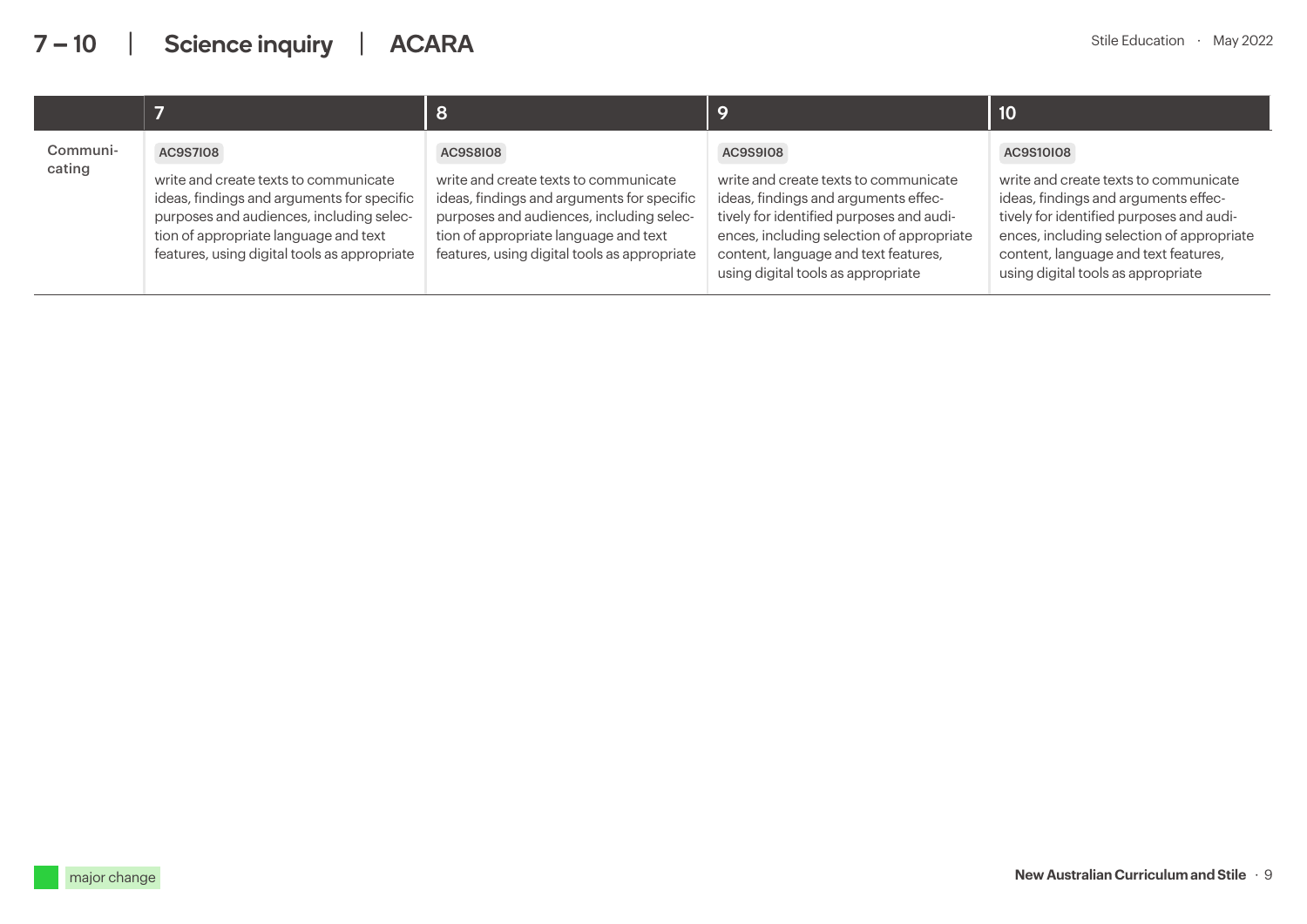# 7 – 10 | Science inquiry | ACARA

| | 7 | 8 | 9 | 10 |
|---|---|---|---|---|
| Communicating | AC9S7I08<br>write and create texts to communicate ideas, findings and arguments for specific purposes and audiences, including selection of appropriate language and text features, using digital tools as appropriate | AC9S8I08<br>write and create texts to communicate ideas, findings and arguments for specific purposes and audiences, including selection of appropriate language and text features, using digital tools as appropriate | AC9S9I08<br>write and create texts to communicate ideas, findings and arguments effectively for identified purposes and audiences, including selection of appropriate content, language and text features, using digital tools as appropriate | AC9S10I08<br>write and create texts to communicate ideas, findings and arguments effectively for identified purposes and audiences, including selection of appropriate content, language and text features, using digital tools as appropriate |

major change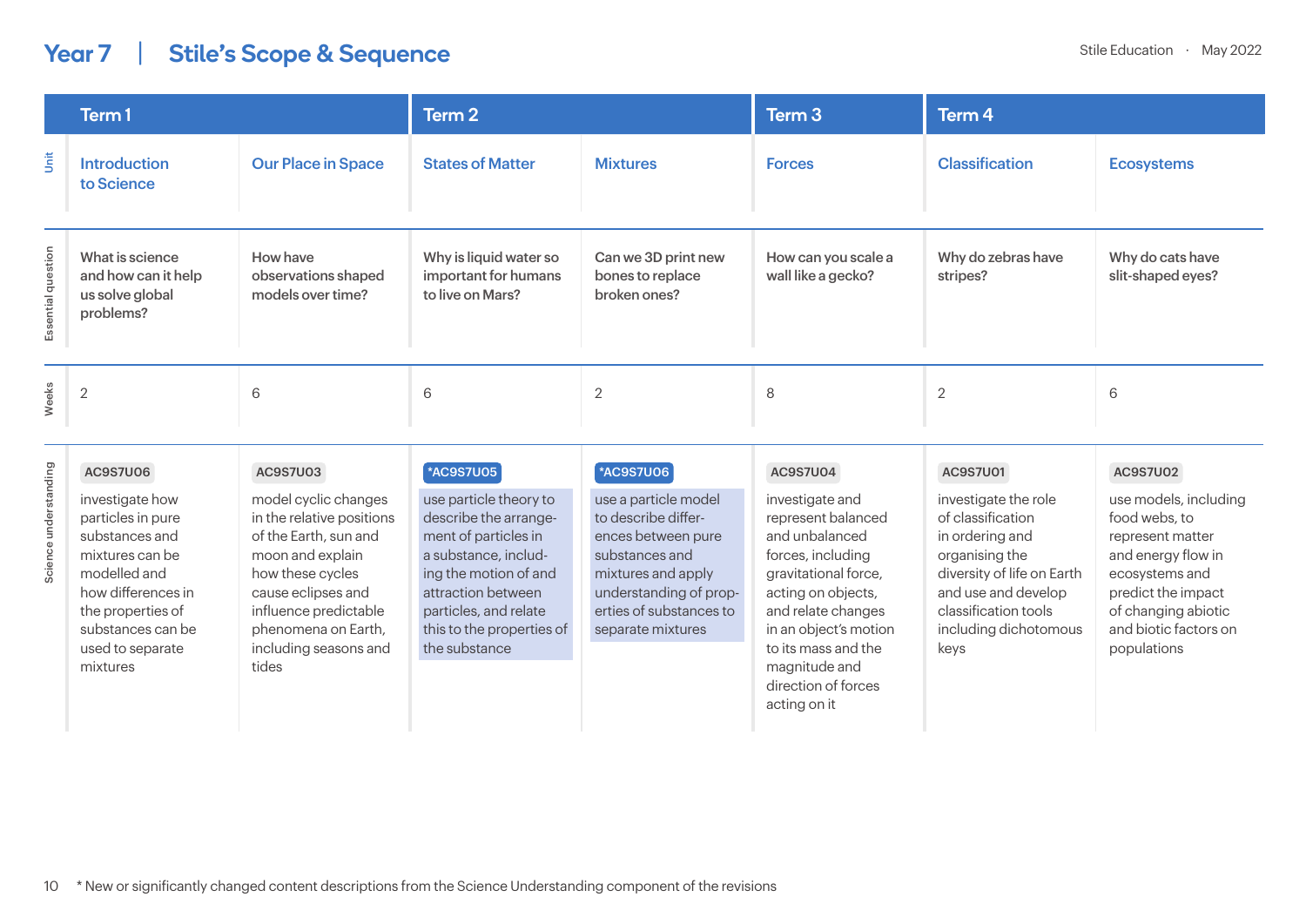# Year 7 | Stile's Scope & Sequence

Stile Education · May 2022

| | Term 1 | | Term 2 | | Term 3 | Term 4 | |
|---|---|---|---|---|---|---|---|
| **Unit** | Introduction to Science | Our Place in Space | States of Matter | Mixtures | Forces | Classification | Ecosystems |
| **Essential question** | What is science and how can it help us solve global problems? | How have observations shaped models over time? | Why is liquid water so important for humans to live on Mars? | Can we 3D print new bones to replace broken ones? | How can you scale a wall like a gecko? | Why do zebras have stripes? | Why do cats have slit-shaped eyes? |
| **Weeks** | 2 | 6 | 6 | 2 | 8 | 2 | 6 |
| **Science understanding** | AC9S7U06 investigate how particles in pure substances and mixtures can be modelled and how differences in the properties of substances can be used to separate mixtures | AC9S7U03 model cyclic changes in the relative positions of the Earth, sun and moon and explain how these cycles cause eclipses and influence predictable phenomena on Earth, including seasons and tides | *AC9S7U05 use particle theory to describe the arrangement of particles in a substance, including the motion of and attraction between particles, and relate this to the properties of the substance | *AC9S7U06 use a particle model to describe differences between pure substances and mixtures and apply understanding of properties of substances to separate mixtures | AC9S7U04 investigate and represent balanced and unbalanced forces, including gravitational force, acting on objects, and relate changes in an object's motion to its mass and the magnitude and direction of forces acting on it | AC9S7U01 investigate the role of classification in ordering and organising the diversity of life on Earth and use and develop classification tools including dichotomous keys | AC9S7U02 use models, including food webs, to represent matter and energy flow in ecosystems and predict the impact of changing abiotic and biotic factors on populations |

\* New or significantly changed content descriptions from the Science Understanding component of the revisions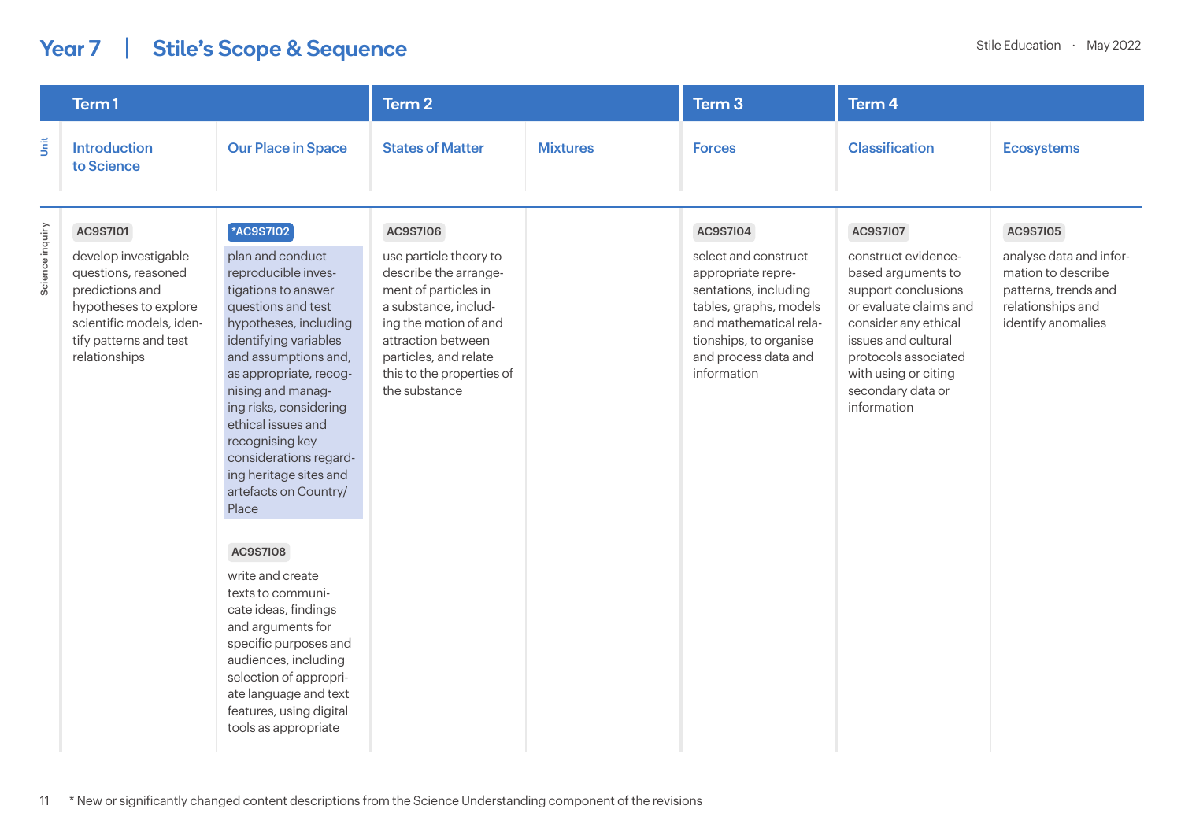# Year 7 | Stile's Scope & Sequence

Stile Education · May 2022

| | Term 1 | | Term 2 | | Term 3 | Term 4 | |
|---|---|---|---|---|---|---|---|
| **Unit** | Introduction to Science | Our Place in Space | States of Matter | Mixtures | Forces | Classification | Ecosystems |
| **Science inquiry** | **AC9S7I01** develop investigable questions, reasoned predictions and hypotheses to explore scientific models, identify patterns and test relationships | **\*AC9S7I02** plan and conduct reproducible investigations to answer questions and test hypotheses, including identifying variables and assumptions and, as appropriate, recognising and managing risks, considering ethical issues and recognising key considerations regarding heritage sites and artefacts on Country/Place<br><br>**AC9S7I08** write and create texts to communicate ideas, findings and arguments for specific purposes and audiences, including selection of appropriate language and text features, using digital tools as appropriate | **AC9S7I06** use particle theory to describe the arrangement of particles in a substance, including the motion of and attraction between particles, and relate this to the properties of the substance | | **AC9S7I04** select and construct appropriate representations, including tables, graphs, models and mathematical relationships, to organise and process data and information | **AC9S7I07** construct evidence-based arguments to support conclusions or evaluate claims and consider any ethical issues and cultural protocols associated with using or citing secondary data or information | **AC9S7I05** analyse data and information to describe patterns, trends and relationships and identify anomalies |

\* New or significantly changed content descriptions from the Science Understanding component of the revisions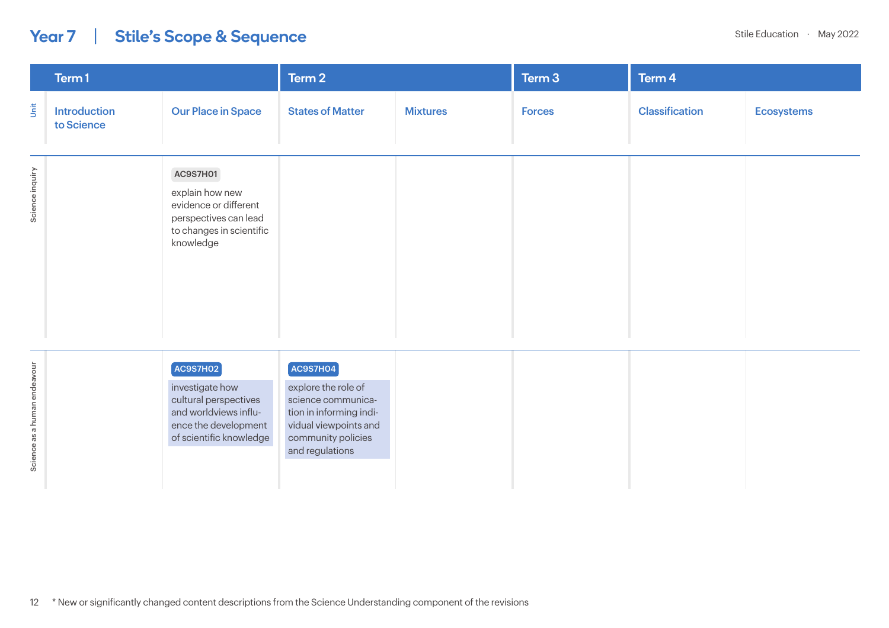# Year 7 | Stile's Scope & Sequence

Stile Education · May 2022

| | Term 1 | | Term 2 | | Term 3 | Term 4 | |
|---|---|---|---|---|---|---|---|
| **Unit** | Introduction to Science | Our Place in Space | States of Matter | Mixtures | Forces | Classification | Ecosystems |
| **Science inquiry** | | AC9S7H01 explain how new evidence or different perspectives can lead to changes in scientific knowledge | | | | | |
| **Science as a human endeavour** | | AC9S7H02 investigate how cultural perspectives and worldviews influence the development of scientific knowledge | AC9S7H04 explore the role of science communication in informing individual viewpoints and community policies and regulations | | | | |

* New or significantly changed content descriptions from the Science Understanding component of the revisions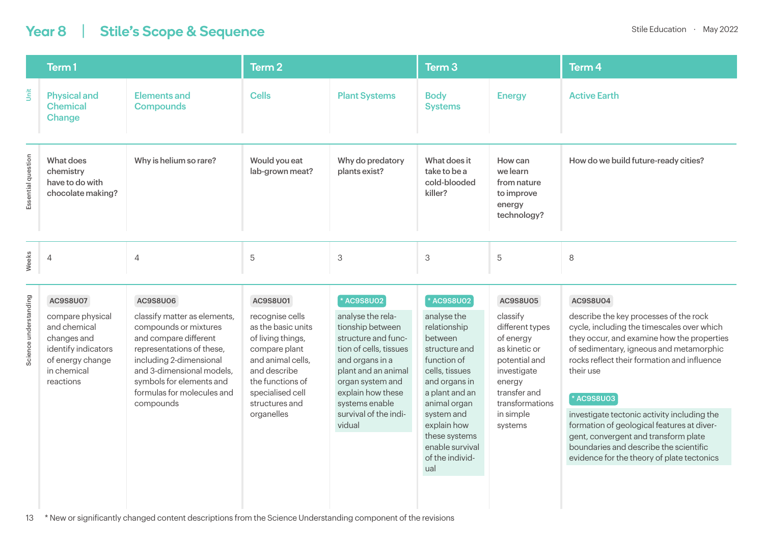# Year 8 | Stile's Scope & Sequence

| | Term 1 | | Term 2 | | Term 3 | | Term 4 |
|---|---|---|---|---|---|---|---|
| **Unit** | Physical and Chemical Change | Elements and Compounds | Cells | Plant Systems | Body Systems | Energy | Active Earth |
| **Essential question** | What does chemistry have to do with chocolate making? | Why is helium so rare? | Would you eat lab-grown meat? | Why do predatory plants exist? | What does it take to be a cold-blooded killer? | How can we learn from nature to improve energy technology? | How do we build future-ready cities? |
| **Weeks** | 4 | 4 | 5 | 3 | 3 | 5 | 8 |
| **Science understanding** | AC9S8U07 compare physical and chemical changes and identify indicators of energy change in chemical reactions | AC9S8U06 classify matter as elements, compounds or mixtures and compare different representations of these, including 2-dimensional and 3-dimensional models, symbols for elements and formulas for molecules and compounds | AC9S8U01 recognise cells as the basic units of living things, compare plant and animal cells, and describe the functions of specialised cell structures and organelles | * AC9S8U02 analyse the relationship between structure and function of cells, tissues and organs in a plant and an animal organ system and explain how these systems enable survival of the individual | * AC9S8U02 analyse the relationship between structure and function of cells, tissues and organs in a plant and an animal organ system and explain how these systems enable survival of the individual | AC9S8U05 classify different types of energy as kinetic or potential and investigate energy transfer and transformations in simple systems | AC9S8U04 describe the key processes of the rock cycle, including the timescales over which they occur, and examine how the properties of sedimentary, igneous and metamorphic rocks reflect their formation and influence their use<br><br>* AC9S8U03 investigate tectonic activity including the formation of geological features at divergent, convergent and transform plate boundaries and describe the scientific evidence for the theory of plate tectonics |

* New or significantly changed content descriptions from the Science Understanding component of the revisions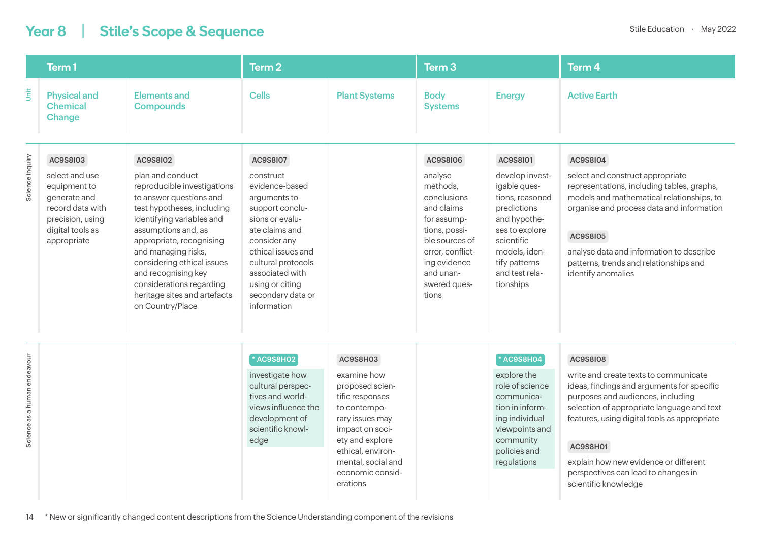# Year 8 | Stile's Scope & Sequence

Stile Education · May 2022

| | Term 1 | | Term 2 | | Term 3 | | Term 4 |
|---|---|---|---|---|---|---|---|
| **Unit** | Physical and Chemical Change | Elements and Compounds | Cells | Plant Systems | Body Systems | Energy | Active Earth |
| **Science inquiry** | AC9S8I03 select and use equipment to generate and record data with precision, using digital tools as appropriate | AC9S8I02 plan and conduct reproducible investigations to answer questions and test hypotheses, including identifying variables and assumptions and, as appropriate, recognising and managing risks, considering ethical issues and recognising key considerations regarding heritage sites and artefacts on Country/Place | AC9S8I07 construct evidence-based arguments to support conclusions or evaluate claims and consider any ethical issues and cultural protocols associated with using or citing secondary data or information | | AC9S8I06 analyse methods, conclusions and claims for assumptions, possible sources of error, conflicting evidence and unanswered questions | AC9S8I01 develop investigable questions, reasoned predictions and hypotheses to explore scientific models, identify patterns and test relationships | AC9S8I04 select and construct appropriate representations, including tables, graphs, models and mathematical relationships, to organise and process data and information<br><br>AC9S8I05 analyse data and information to describe patterns, trends and relationships and identify anomalies |
| **Science as a human endeavour** | | | * AC9S8H02 investigate how cultural perspectives and world-views influence the development of scientific knowledge | AC9S8H03 examine how proposed scientific responses to contemporary issues may impact on society and explore ethical, environmental, social and economic considerations | | * AC9S8H04 explore the role of science communication in informing individual viewpoints and community policies and regulations | AC9S8I08 write and create texts to communicate ideas, findings and arguments for specific purposes and audiences, including selection of appropriate language and text features, using digital tools as appropriate<br><br>AC9S8H01 explain how new evidence or different perspectives can lead to changes in scientific knowledge |

* New or significantly changed content descriptions from the Science Understanding component of the revisions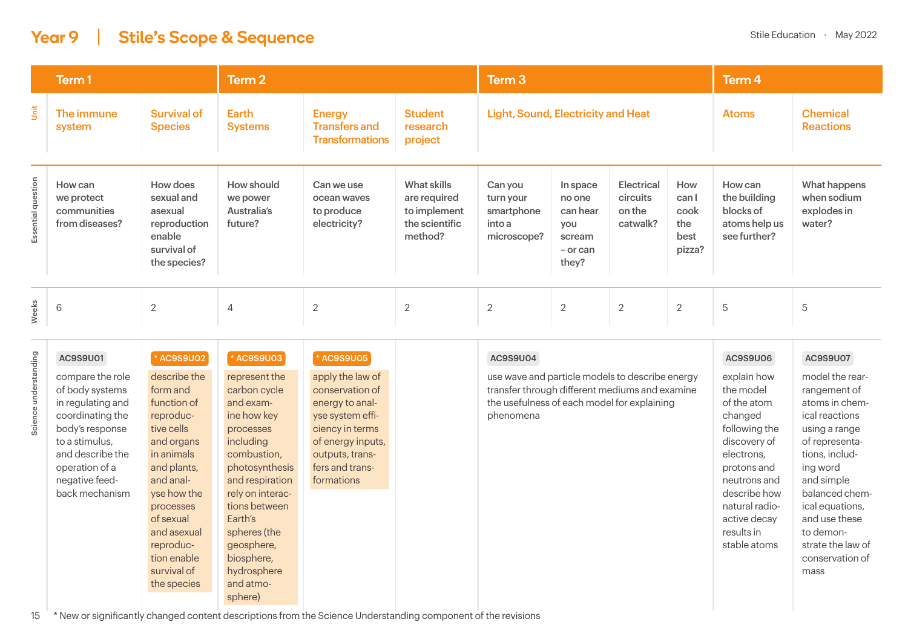# Year 9 | Stile's Scope & Sequence

Stile Education · May 2022

| | Term 1 | | Term 2 | | | Term 3 | | | | Term 4 | |
|---|---|---|---|---|---|---|---|---|---|---|---|
| **Unit** | The immune system | Survival of Species | Earth Systems | Energy Transfers and Transformations | Student research project | Light, Sound, Electricity and Heat | | | | Atoms | Chemical Reactions |
| **Essential question** | How can we protect communities from diseases? | How does sexual and asexual reproduction enable survival of the species? | How should we power Australia's future? | Can we use ocean waves to produce electricity? | What skills are required to implement the scientific method? | Can you turn your smartphone into a microscope? | In space no one can hear you scream – or can they? | Electrical circuits on the catwalk? | How can I cook the best pizza? | How can the building blocks of atoms help us see further? | What happens when sodium explodes in water? |
| **Weeks** | 6 | 2 | 4 | 2 | 2 | 2 | 2 | 2 | 2 | 5 | 5 |
| **Science understanding** | AC9S9U01 compare the role of body systems in regulating and coordinating the body's response to a stimulus, and describe the operation of a negative feedback mechanism | * AC9S9U02 describe the form and function of reproductive cells and organs in animals and plants, and analyse how the processes of sexual and asexual reproduction enable survival of the species | * AC9S9U03 represent the carbon cycle and examine how key processes including combustion, photosynthesis and respiration rely on interactions between Earth's spheres (the geosphere, biosphere, hydrosphere and atmosphere) | * AC9S9U05 apply the law of conservation of energy to analyse system efficiency in terms of energy inputs, outputs, transfers and transformations | | AC9S9U04 use wave and particle models to describe energy transfer through different mediums and examine the usefulness of each model for explaining phenomena | | | | AC9S9U06 explain how the model of the atom changed following the discovery of electrons, protons and neutrons and describe how natural radioactive decay results in stable atoms | AC9S9U07 model the rearrangement of atoms in chemical reactions using a range of representations, including word and simple balanced chemical equations, and use these to demonstrate the law of conservation of mass |

* New or significantly changed content descriptions from the Science Understanding component of the revisions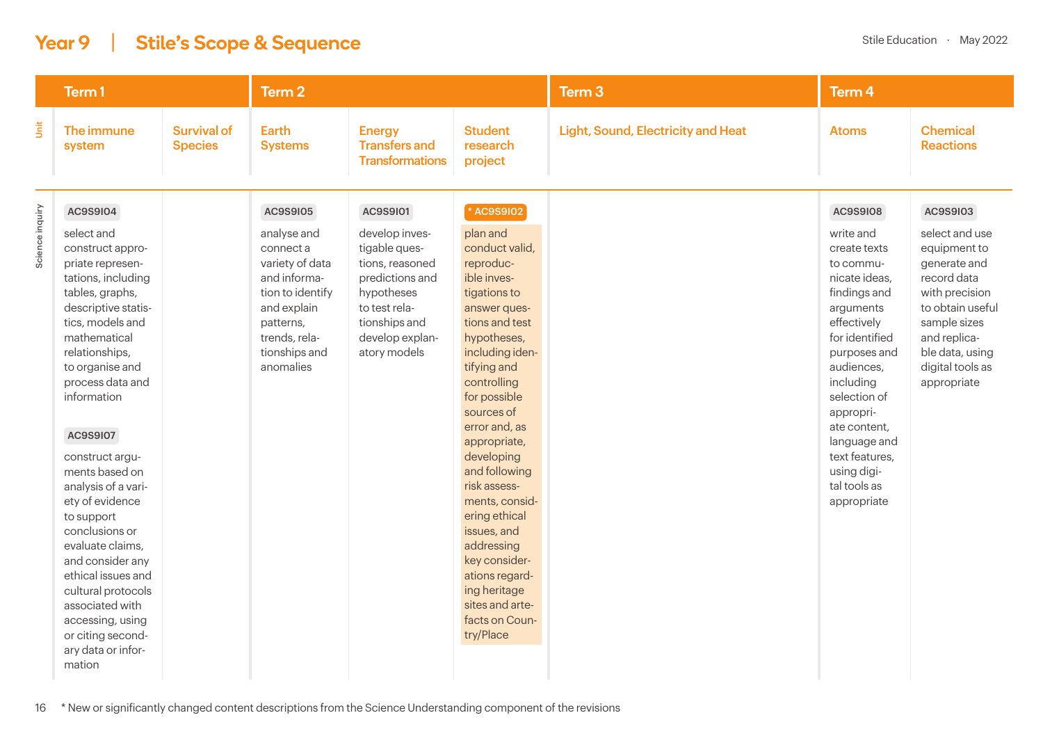# Year 9 | Stile's Scope & Sequence

Stile Education · May 2022

| | Term 1 | | Term 2 | | | Term 3 | Term 4 | |
|---|---|---|---|---|---|---|---|---|
| **Unit** | The immune system | Survival of Species | Earth Systems | Energy Transfers and Transformations | Student research project | Light, Sound, Electricity and Heat | Atoms | Chemical Reactions |
| **Science inquiry** | **AC9S9I04** select and construct appropriate representations, including tables, graphs, descriptive statistics, models and mathematical relationships, to organise and process data and information<br><br>**AC9S9I07** construct arguments based on analysis of a variety of evidence to support conclusions or evaluate claims, and consider any ethical issues and cultural protocols associated with accessing, using or citing secondary data or information | | **AC9S9I05** analyse and connect a variety of data and information to identify and explain patterns, trends, relationships and anomalies | **AC9S9I01** develop investigable questions, reasoned predictions and hypotheses to test relationships and develop explanatory models | **\* AC9S9I02** plan and conduct valid, reproducible investigations to answer questions and test hypotheses, including identifying and controlling for possible sources of error and, as appropriate, developing and following risk assessments, considering ethical issues, and addressing key considerations regarding heritage sites and artefacts on Country/Place | | **AC9S9I08** write and create texts to communicate ideas, findings and arguments effectively for identified purposes and audiences, including selection of appropriate content, language and text features, using digital tools as appropriate | **AC9S9I03** select and use equipment to generate and record data with precision to obtain useful sample sizes and replicable data, using digital tools as appropriate |

\* New or significantly changed content descriptions from the Science Understanding component of the revisions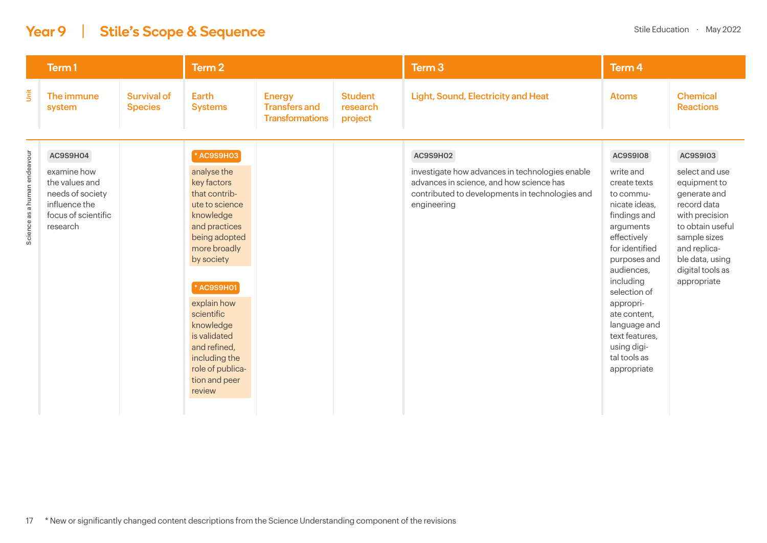# Year 9 | Stile's Scope & Sequence

Stile Education · May 2022

| | Term 1 | | Term 2 | | | Term 3 | Term 4 | |
|---|---|---|---|---|---|---|---|---|
| **Unit** | The immune system | Survival of Species | Earth Systems | Energy Transfers and Transformations | Student research project | Light, Sound, Electricity and Heat | Atoms | Chemical Reactions |
| **Science as a human endeavour** | AC9S9H04<br>examine how the values and needs of society influence the focus of scientific research | | * AC9S9H03<br>analyse the key factors that contribute to science knowledge and practices being adopted more broadly by society<br><br>* AC9S9H01<br>explain how scientific knowledge is validated and refined, including the role of publication and peer review | | | AC9S9H02<br>investigate how advances in technologies enable advances in science, and how science has contributed to developments in technologies and engineering | AC9S9I08<br>write and create texts to communicate ideas, findings and arguments effectively for identified purposes and audiences, including selection of appropriate content, language and text features, using digital tools as appropriate | AC9S9I03<br>select and use equipment to generate and record data with precision to obtain useful sample sizes and replicable data, using digital tools as appropriate |

* New or significantly changed content descriptions from the Science Understanding component of the revisions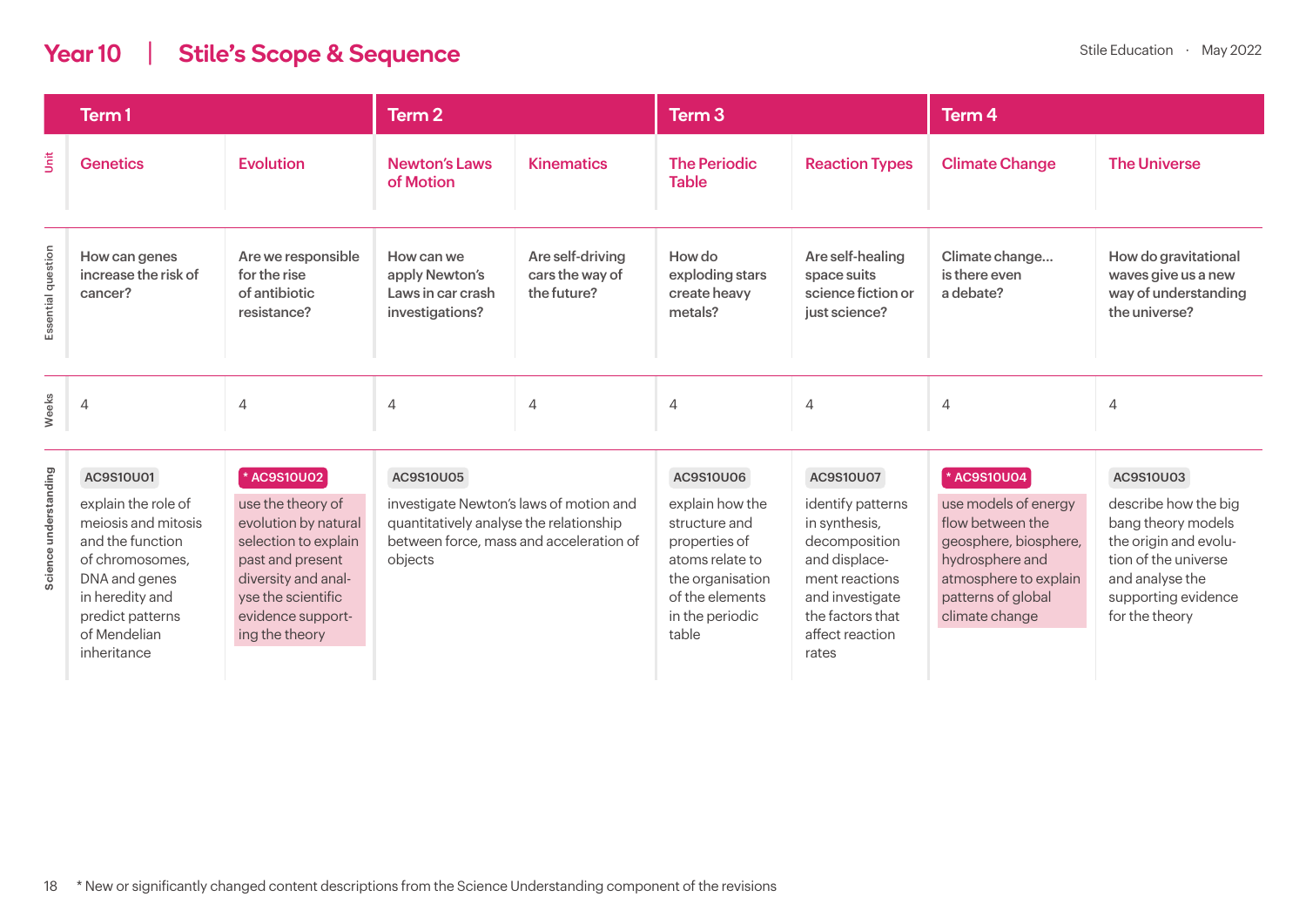# Year 10 | Stile's Scope & Sequence

| | Term 1 | | Term 2 | | Term 3 | | Term 4 | |
|---|---|---|---|---|---|---|---|---|
| Unit | Genetics | Evolution | Newton's Laws of Motion | Kinematics | The Periodic Table | Reaction Types | Climate Change | The Universe |
| Essential question | How can genes increase the risk of cancer? | Are we responsible for the rise of antibiotic resistance? | How can we apply Newton's Laws in car crash investigations? | Are self-driving cars the way of the future? | How do exploding stars create heavy metals? | Are self-healing space suits science fiction or just science? | Climate change... is there even a debate? | How do gravitational waves give us a new way of understanding the universe? |
| Weeks | 4 | 4 | 4 | 4 | 4 | 4 | 4 | 4 |
| Science understanding | AC9S10U01 explain the role of meiosis and mitosis and the function of chromosomes, DNA and genes in heredity and predict patterns of Mendelian inheritance | * AC9S10U02 use the theory of evolution by natural selection to explain past and present diversity and analyse the scientific evidence supporting the theory | AC9S10U05 investigate Newton's laws of motion and quantitatively analyse the relationship between force, mass and acceleration of objects | | AC9S10U06 explain how the structure and properties of atoms relate to the organisation of the elements in the periodic table | AC9S10U07 identify patterns in synthesis, decomposition and displacement reactions and investigate the factors that affect reaction rates | * AC9S10U04 use models of energy flow between the geosphere, biosphere, hydrosphere and atmosphere to explain patterns of global climate change | AC9S10U03 describe how the big bang theory models the origin and evolution of the universe and analyse the supporting evidence for the theory |

* New or significantly changed content descriptions from the Science Understanding component of the revisions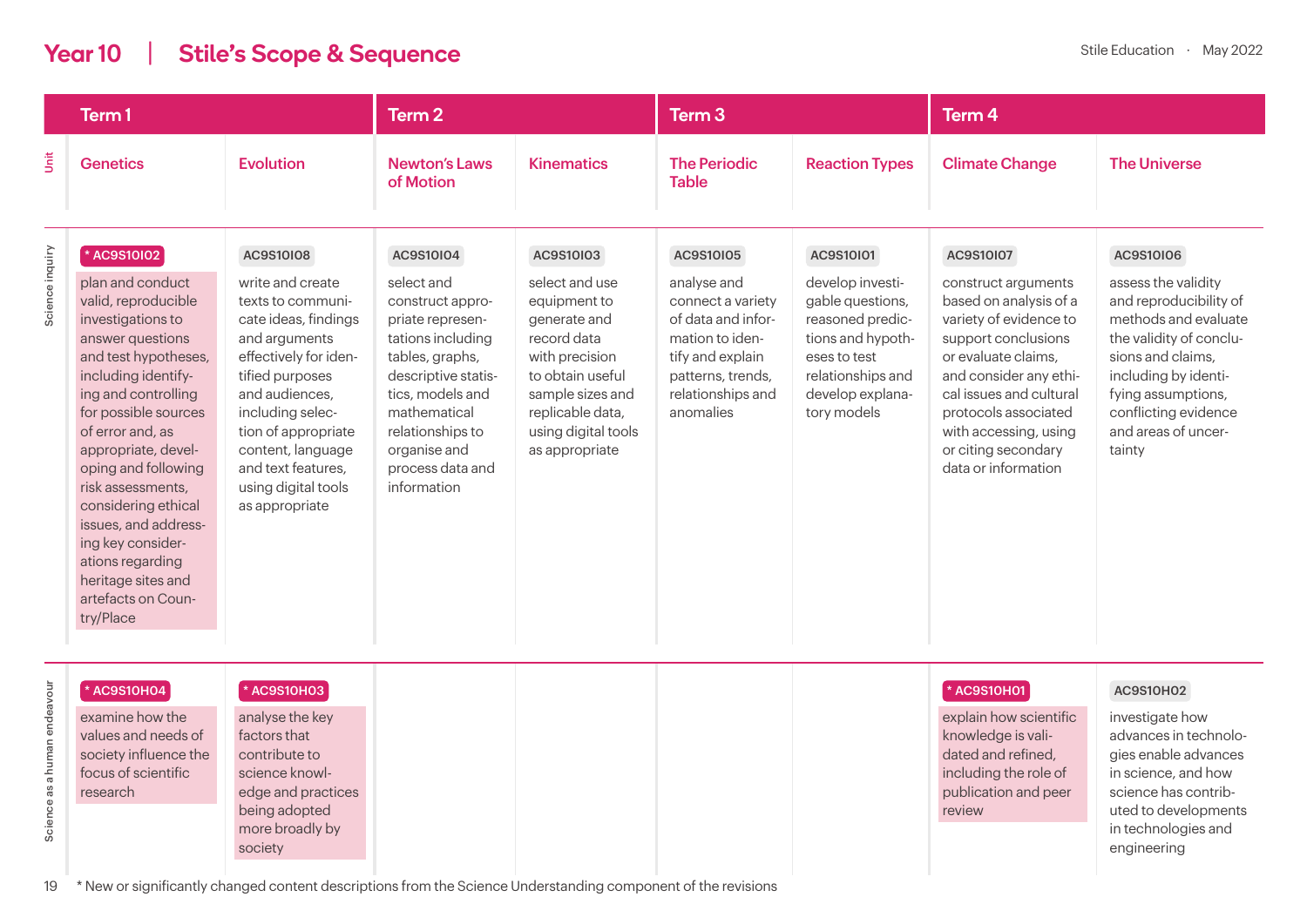# Year 10 | Stile's Scope & Sequence

Stile Education · May 2022

| | Term 1 | | Term 2 | | Term 3 | | Term 4 | |
|---|---|---|---|---|---|---|---|---|
| **Unit** | Genetics | Evolution | Newton's Laws of Motion | Kinematics | The Periodic Table | Reaction Types | Climate Change | The Universe |
| **Science inquiry** | * AC9S10I02 plan and conduct valid, reproducible investigations to answer questions and test hypotheses, including identifying and controlling for possible sources of error and, as appropriate, developing and following risk assessments, considering ethical issues, and addressing key considerations regarding heritage sites and artefacts on Country/Place | AC9S10I08 write and create texts to communicate ideas, findings and arguments effectively for identified purposes and audiences, including selection of appropriate content, language and text features, using digital tools as appropriate | AC9S10I04 select and construct appropriate representations including tables, graphs, descriptive statistics, models and mathematical relationships to organise and process data and information | AC9S10I03 select and use equipment to generate and record data with precision to obtain useful sample sizes and replicable data, using digital tools as appropriate | AC9S10I05 analyse and connect a variety of data and information to identify and explain patterns, trends, relationships and anomalies | AC9S10I01 develop investigable questions, reasoned predictions and hypotheses to test relationships and develop explanatory models | AC9S10I07 construct arguments based on analysis of a variety of evidence to support conclusions or evaluate claims, and consider any ethical issues and cultural protocols associated with accessing, using or citing secondary data or information | AC9S10I06 assess the validity and reproducibility of methods and evaluate the validity of conclusions and claims, including by identifying assumptions, conflicting evidence and areas of uncertainty |
| **Science as a human endeavour** | * AC9S10H04 examine how the values and needs of society influence the focus of scientific research | * AC9S10H03 analyse the key factors that contribute to science knowledge and practices being adopted more broadly by society | | | | | * AC9S10H01 explain how scientific knowledge is validated and refined, including the role of publication and peer review | AC9S10H02 investigate how advances in technologies enable advances in science, and how science has contributed to developments in technologies and engineering |

\* New or significantly changed content descriptions from the Science Understanding component of the revisions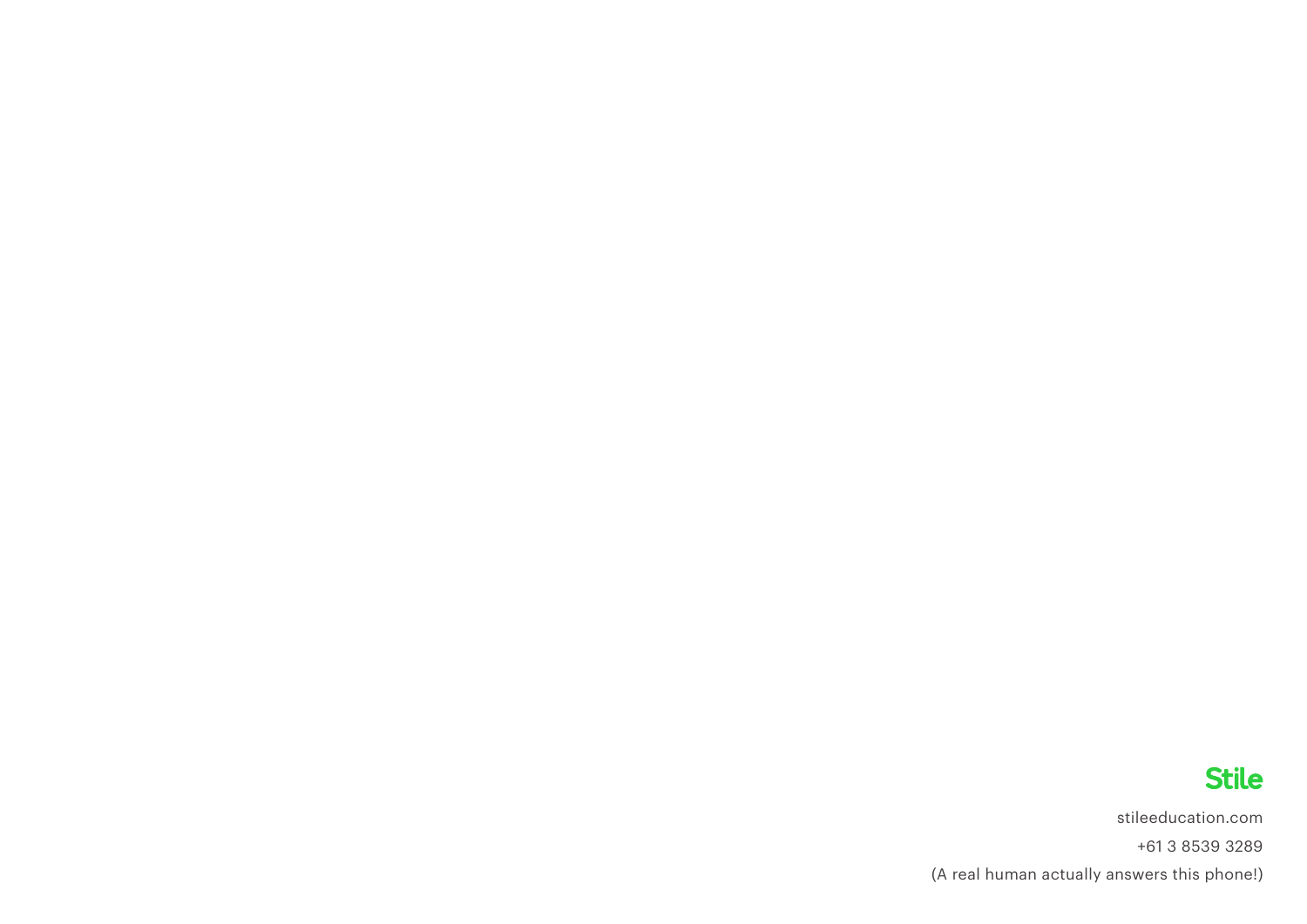Stile

stileeducation.com

+61 3 8539 3289

(A real human actually answers this phone!)